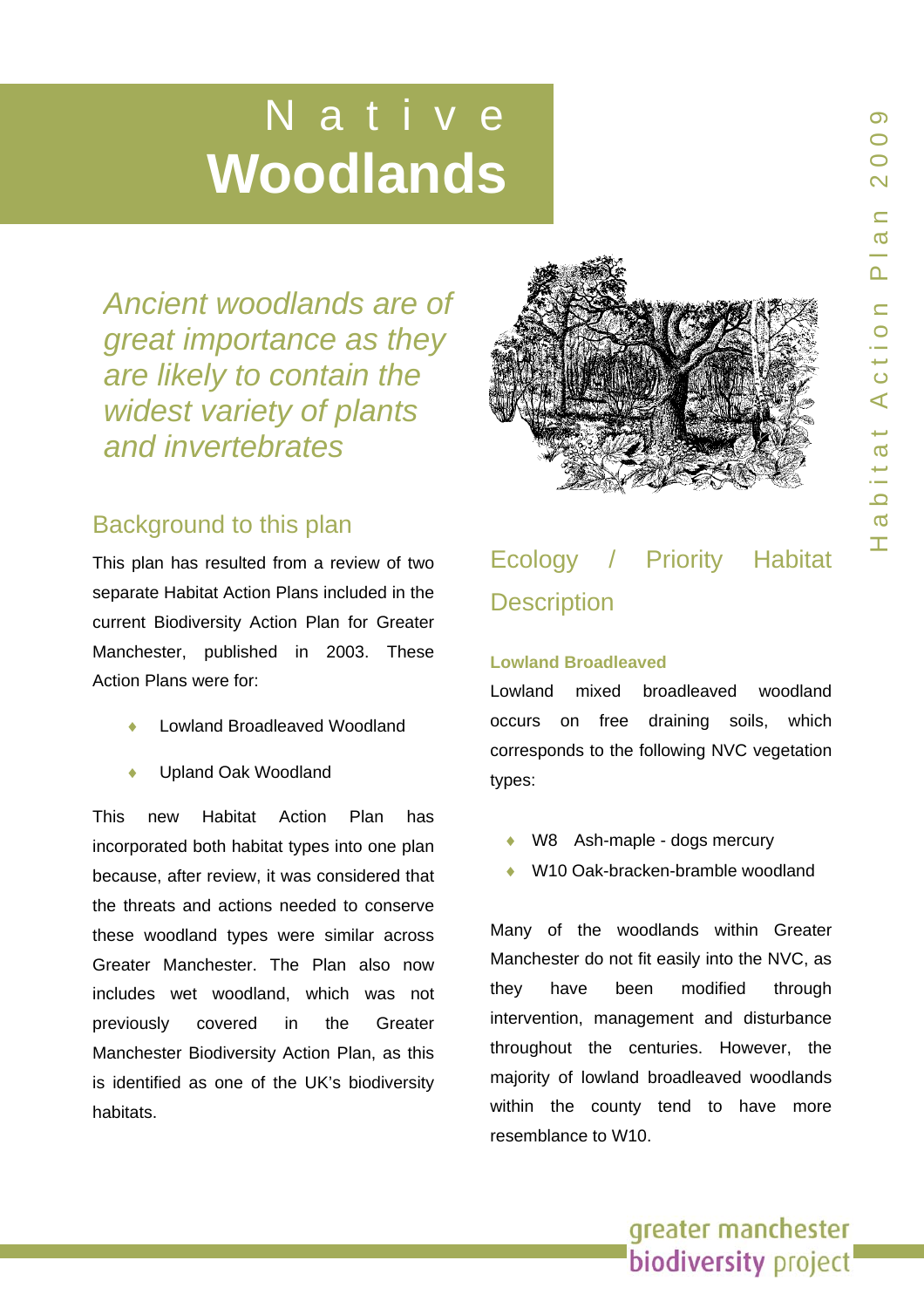# Native Woodlands

*Ancient woodlands are of great importance as they are likely to contain the widest variety of plants and invertebrates*

## Background to this plan

This plan has resulted from a review of two separate Habitat Action Plans included in the current Biodiversity Action Plan for Greater Manchester, published in 2003. These Action Plans were for:

- Lowland Broadleaved Woodland
- Upland Oak Woodland

This new Habitat Action Plan has incorporated both habitat types into one plan because, after review, it was considered that the threats and actions needed to conserve these woodland types were similar across Greater Manchester. The Plan also now includes wet woodland, which was not previously covered in the Greater Manchester Biodiversity Action Plan, as this is identified as one of the UK's biodiversity habitats.

## Ecology / Priority Habitat Description

### Lowland Broadleaved

Lowland mixed broadleaved woodland occurs on free draining soils, which corresponds to the following NVC vegetation types:

- W8 Ash-maple - dogs mercury
- W10 Oak-bracken-bramble woodland

Many of the woodlands within Greater Manchester do not fit easily into the NVC, as they have been modified through intervention, management and disturbance throughout the centuries. However, the majority of lowland broadleaved woodlands within the county tend to have more resemblance to W10.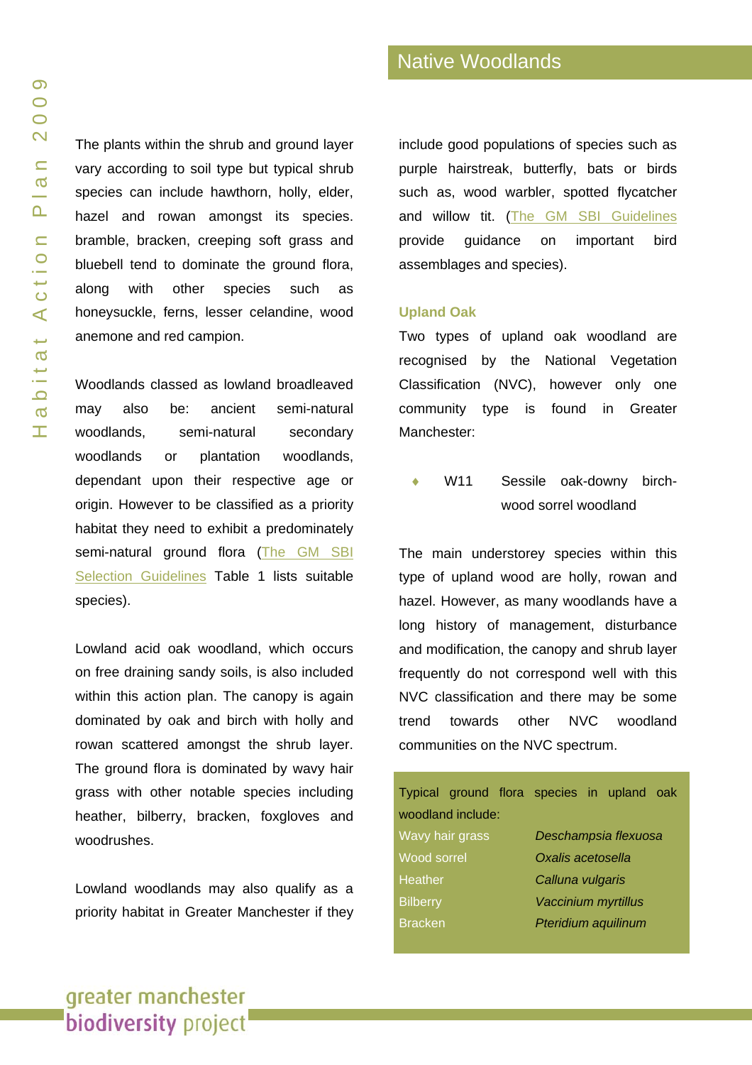The plants within the shrub and ground layer vary according to soil type but typical shrub species can include hawthorn, holly, elder, hazel and rowan amongst its species. bramble, bracken, creeping soft grass and bluebell tend to dominate the ground flora, along with other species such as honeysuckle, ferns, lesser celandine, wood anemone and red campion.

Woodlands classed as lowland broadleaved may also be: ancient semi-natural woodlands, semi-natural secondary woodlands or plantation woodlands, dependant upon their respective age or origin. However to be classified as a priority habitat they need to exhibit a predominately semi-natural ground flora (The GM SBI Selection Guidelines Table 1 lists suitable species).

Lowland acid oak woodland, which occurs on free draining sandy soils, is also included within this action plan. The canopy is again dominated by oak and birch with holly and rowan scattered amongst the shrub layer. The ground flora is dominated by wavy hair grass with other notable species including heather, bilberry, bracken, foxgloves and woodrushes.

Lowland woodlands may also qualify as a priority habitat in Greater Manchester if they include good populations of species such as purple hairstreak, butterfly, bats or birds such as, wood warbler, spotted flycatcher and willow tit. (The GM SBI Guidelines provide guidance on important bird assemblages and species).

### Upland Oak

Two types of upland oak woodland are recognised by the National Vegetation Classification (NVC), however only one community type is found in Greater Manchester:

- W11 Sessile oak-downy birch-wood sorrel woodland

The main understorey species within this type of upland wood are holly, rowan and hazel. However, as many woodlands have a long history of management, disturbance and modification, the canopy and shrub layer frequently do not correspond well with this NVC classification and there may be some trend towards other NVC woodland communities on the NVC spectrum.

Typical ground flora species in upland oak woodland include:

| | |
|---|---|
| Wavy hair grass | *Deschampsia flexuosa* |
| Wood sorrel | *Oxalis acetosella* |
| Heather | *Calluna vulgaris* |
| Bilberry | *Vaccinium myrtillus* |
| Bracken | *Pteridium aquilinum* |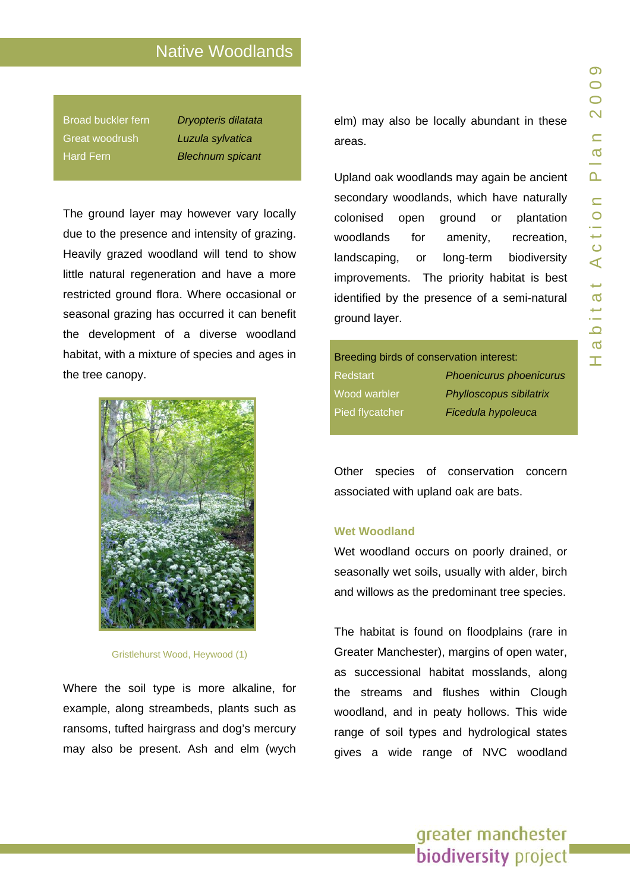## Native Woodlands

| Broad buckler fern | *Dryopteris dilatata* |
| --- | --- |
| Great woodrush | *Luzula sylvatica* |
| Hard Fern | *Blechnum spicant* |

The ground layer may however vary locally due to the presence and intensity of grazing. Heavily grazed woodland will tend to show little natural regeneration and have a more restricted ground flora. Where occasional or seasonal grazing has occurred it can benefit the development of a diverse woodland habitat, with a mixture of species and ages in the tree canopy.

Gristlehurst Wood, Heywood (1)

Where the soil type is more alkaline, for example, along streambeds, plants such as ransoms, tufted hairgrass and dog's mercury may also be present. Ash and elm (wych elm) may also be locally abundant in these areas.

Upland oak woodlands may again be ancient secondary woodlands, which have naturally colonised open ground or plantation woodlands for amenity, recreation, landscaping, or long-term biodiversity improvements. The priority habitat is best identified by the presence of a semi-natural ground layer.

Breeding birds of conservation interest:

| Redstart | *Phoenicurus phoenicurus* |
| --- | --- |
| Wood warbler | *Phylloscopus sibilatrix* |
| Pied flycatcher | *Ficedula hypoleuca* |

Other species of conservation concern associated with upland oak are bats.

### Wet Woodland

Wet woodland occurs on poorly drained, or seasonally wet soils, usually with alder, birch and willows as the predominant tree species.

The habitat is found on floodplains (rare in Greater Manchester), margins of open water, as successional habitat mosslands, along the streams and flushes within Clough woodland, and in peaty hollows. This wide range of soil types and hydrological states gives a wide range of NVC woodland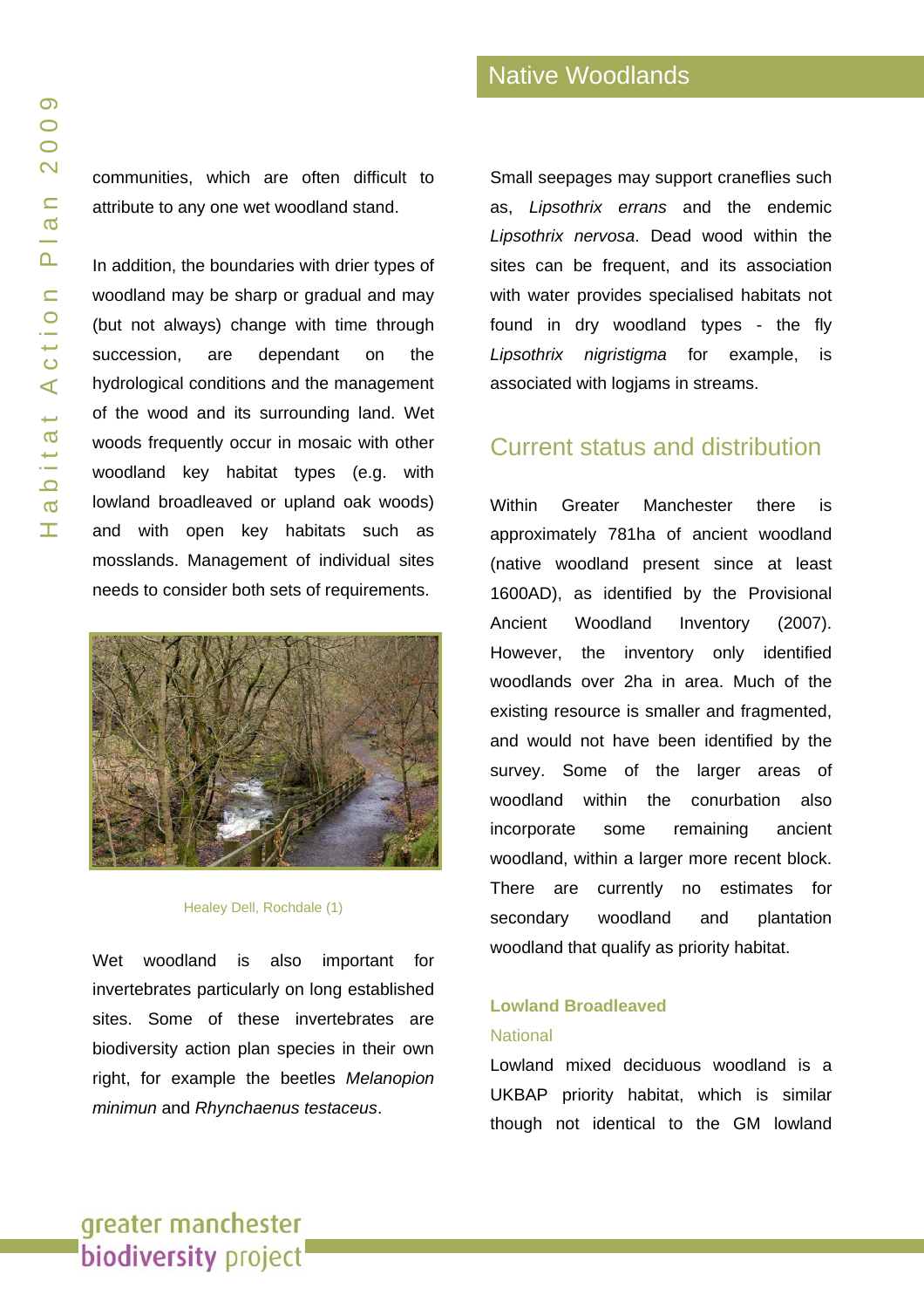communities, which are often difficult to attribute to any one wet woodland stand.

In addition, the boundaries with drier types of woodland may be sharp or gradual and may (but not always) change with time through succession, are dependant on the hydrological conditions and the management of the wood and its surrounding land. Wet woods frequently occur in mosaic with other woodland key habitat types (e.g. with lowland broadleaved or upland oak woods) and with open key habitats such as mosslands. Management of individual sites needs to consider both sets of requirements.

Healey Dell, Rochdale (1)

Wet woodland is also important for invertebrates particularly on long established sites. Some of these invertebrates are biodiversity action plan species in their own right, for example the beetles *Melanopion minimun* and *Rhynchaenus testaceus*.

Small seepages may support craneflies such as, *Lipsothrix errans* and the endemic *Lipsothrix nervosa*. Dead wood within the sites can be frequent, and its association with water provides specialised habitats not found in dry woodland types - the fly *Lipsothrix nigristigma* for example, is associated with logjams in streams.

## Current status and distribution

Within Greater Manchester there is approximately 781ha of ancient woodland (native woodland present since at least 1600AD), as identified by the Provisional Ancient Woodland Inventory (2007). However, the inventory only identified woodlands over 2ha in area. Much of the existing resource is smaller and fragmented, and would not have been identified by the survey. Some of the larger areas of woodland within the conurbation also incorporate some remaining ancient woodland, within a larger more recent block. There are currently no estimates for secondary woodland and plantation woodland that qualify as priority habitat.

### Lowland Broadleaved

#### National

Lowland mixed deciduous woodland is a UKBAP priority habitat, which is similar though not identical to the GM lowland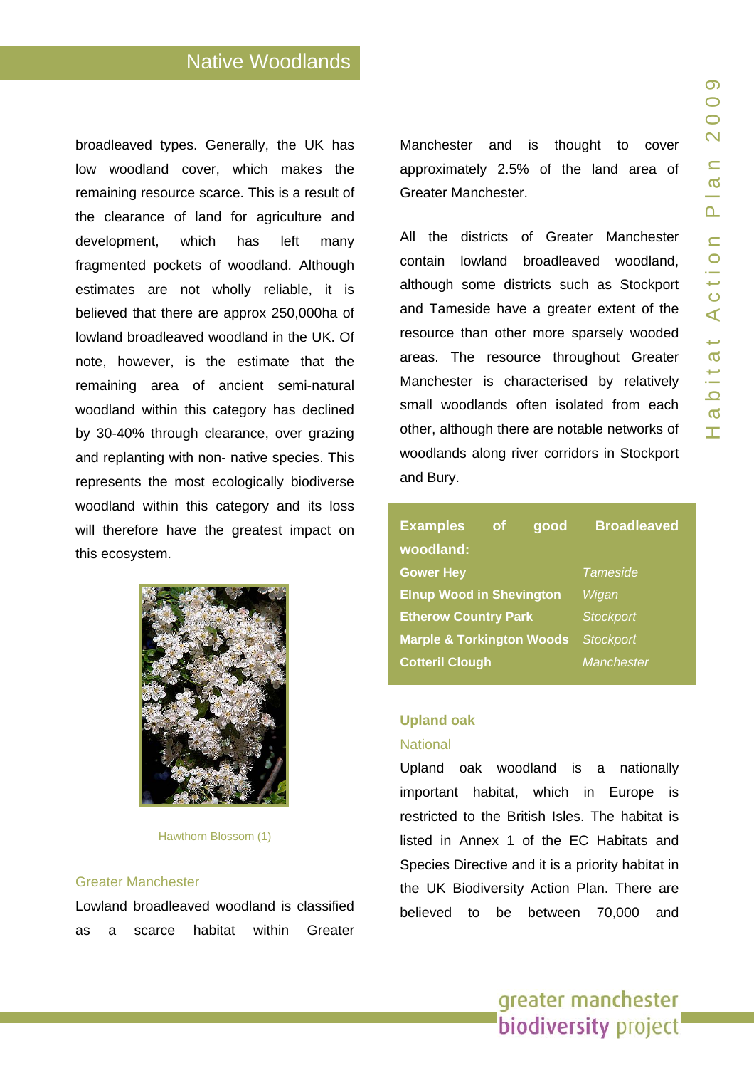broadleaved types. Generally, the UK has low woodland cover, which makes the remaining resource scarce. This is a result of the clearance of land for agriculture and development, which has left many fragmented pockets of woodland. Although estimates are not wholly reliable, it is believed that there are approx 250,000ha of lowland broadleaved woodland in the UK. Of note, however, is the estimate that the remaining area of ancient semi-natural woodland within this category has declined by 30-40% through clearance, over grazing and replanting with non- native species. This represents the most ecologically biodiverse woodland within this category and its loss will therefore have the greatest impact on this ecosystem.

Hawthorn Blossom (1)

### Greater Manchester

Lowland broadleaved woodland is classified as a scarce habitat within Greater Manchester and is thought to cover approximately 2.5% of the land area of Greater Manchester.

All the districts of Greater Manchester contain lowland broadleaved woodland, although some districts such as Stockport and Tameside have a greater extent of the resource than other more sparsely wooded areas. The resource throughout Greater Manchester is characterised by relatively small woodlands often isolated from each other, although there are notable networks of woodlands along river corridors in Stockport and Bury.

**Examples of good Broadleaved woodland:**

| | |
|---|---|
| **Gower Hey** | *Tameside* |
| **Elnup Wood in Shevington** | *Wigan* |
| **Etherow Country Park** | *Stockport* |
| **Marple & Torkington Woods** | *Stockport* |
| **Cotteril Clough** | *Manchester* |

## Upland oak

### National

Upland oak woodland is a nationally important habitat, which in Europe is restricted to the British Isles. The habitat is listed in Annex 1 of the EC Habitats and Species Directive and it is a priority habitat in the UK Biodiversity Action Plan. There are believed to be between 70,000 and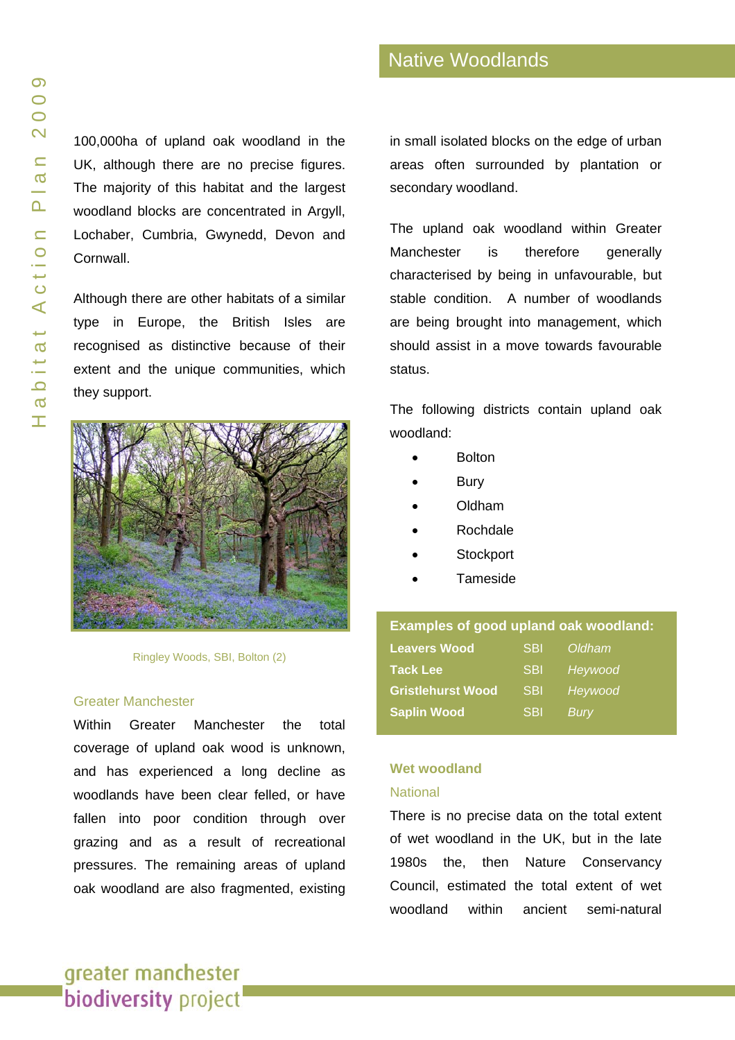100,000ha of upland oak woodland in the UK, although there are no precise figures. The majority of this habitat and the largest woodland blocks are concentrated in Argyll, Lochaber, Cumbria, Gwynedd, Devon and Cornwall.

Although there are other habitats of a similar type in Europe, the British Isles are recognised as distinctive because of their extent and the unique communities, which they support.

Ringley Woods, SBI, Bolton (2)

### Greater Manchester

Within Greater Manchester the total coverage of upland oak wood is unknown, and has experienced a long decline as woodlands have been clear felled, or have fallen into poor condition through over grazing and as a result of recreational pressures. The remaining areas of upland oak woodland are also fragmented, existing in small isolated blocks on the edge of urban areas often surrounded by plantation or secondary woodland.

The upland oak woodland within Greater Manchester is therefore generally characterised by being in unfavourable, but stable condition. A number of woodlands are being brought into management, which should assist in a move towards favourable status.

The following districts contain upland oak woodland:

- Bolton
- Bury
- Oldham
- Rochdale
- Stockport
- Tameside

**Examples of good upland oak woodland:**

| | | |
|---|---|---|
| **Leavers Wood** | SBI | *Oldham* |
| **Tack Lee** | SBI | *Heywood* |
| **Gristlehurst Wood** | SBI | *Heywood* |
| **Saplin Wood** | SBI | *Bury* |

## Wet woodland

### National

There is no precise data on the total extent of wet woodland in the UK, but in the late 1980s the, then Nature Conservancy Council, estimated the total extent of wet woodland within ancient semi-natural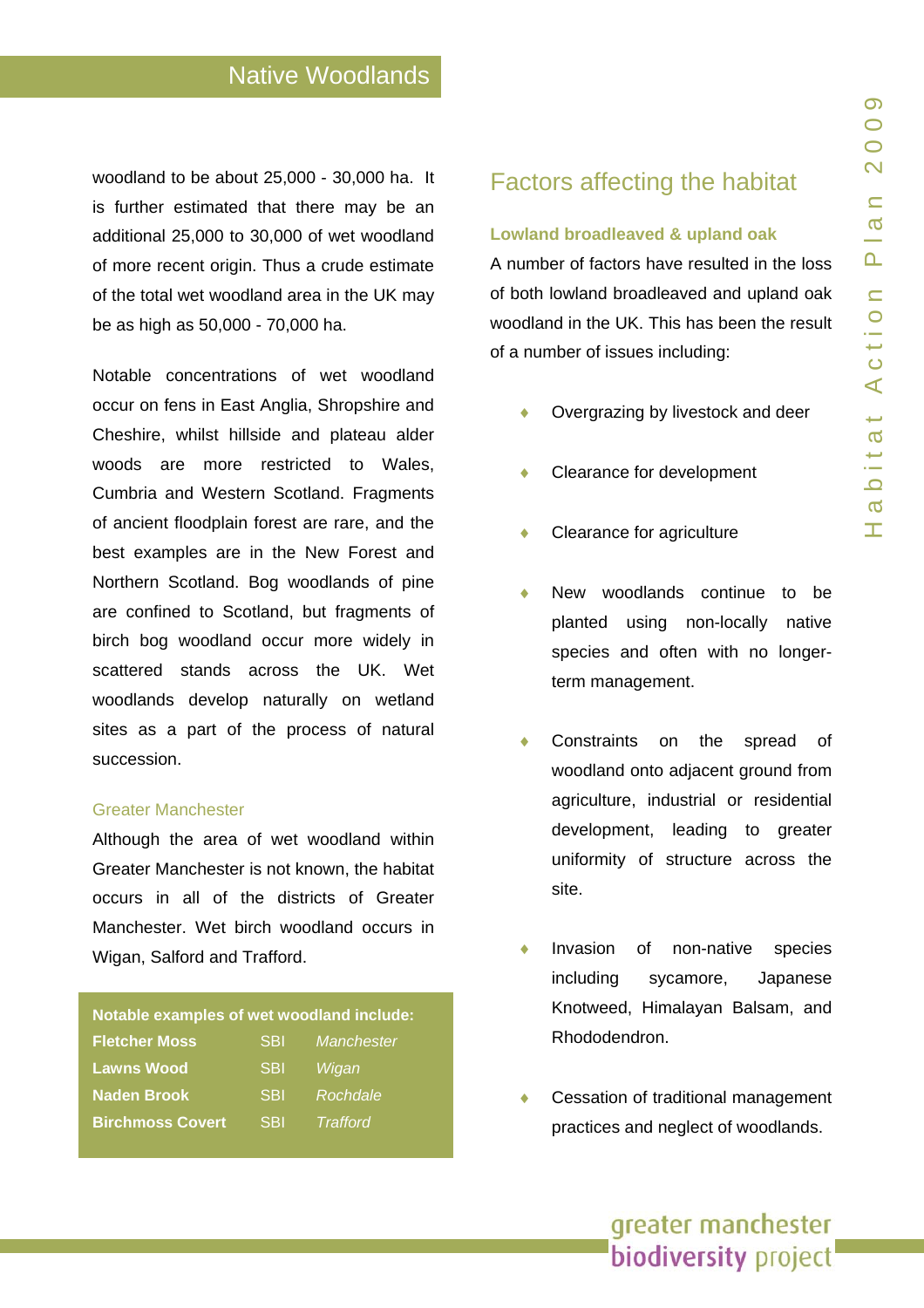woodland to be about 25,000 - 30,000 ha. It is further estimated that there may be an additional 25,000 to 30,000 of wet woodland of more recent origin. Thus a crude estimate of the total wet woodland area in the UK may be as high as 50,000 - 70,000 ha.

Notable concentrations of wet woodland occur on fens in East Anglia, Shropshire and Cheshire, whilst hillside and plateau alder woods are more restricted to Wales, Cumbria and Western Scotland. Fragments of ancient floodplain forest are rare, and the best examples are in the New Forest and Northern Scotland. Bog woodlands of pine are confined to Scotland, but fragments of birch bog woodland occur more widely in scattered stands across the UK. Wet woodlands develop naturally on wetland sites as a part of the process of natural succession.

### Greater Manchester

Although the area of wet woodland within Greater Manchester is not known, the habitat occurs in all of the districts of Greater Manchester. Wet birch woodland occurs in Wigan, Salford and Trafford.

| Notable examples of wet woodland include: | | |
|---|---|---|
| **Fletcher Moss** | SBI | *Manchester* |
| **Lawns Wood** | SBI | *Wigan* |
| **Naden Brook** | SBI | *Rochdale* |
| **Birchmoss Covert** | SBI | *Trafford* |

## Factors affecting the habitat

### Lowland broadleaved & upland oak

A number of factors have resulted in the loss of both lowland broadleaved and upland oak woodland in the UK. This has been the result of a number of issues including:

- Overgrazing by livestock and deer
- Clearance for development
- Clearance for agriculture
- New woodlands continue to be planted using non-locally native species and often with no longer-term management.
- Constraints on the spread of woodland onto adjacent ground from agriculture, industrial or residential development, leading to greater uniformity of structure across the site.
- Invasion of non-native species including sycamore, Japanese Knotweed, Himalayan Balsam, and Rhododendron.
- Cessation of traditional management practices and neglect of woodlands.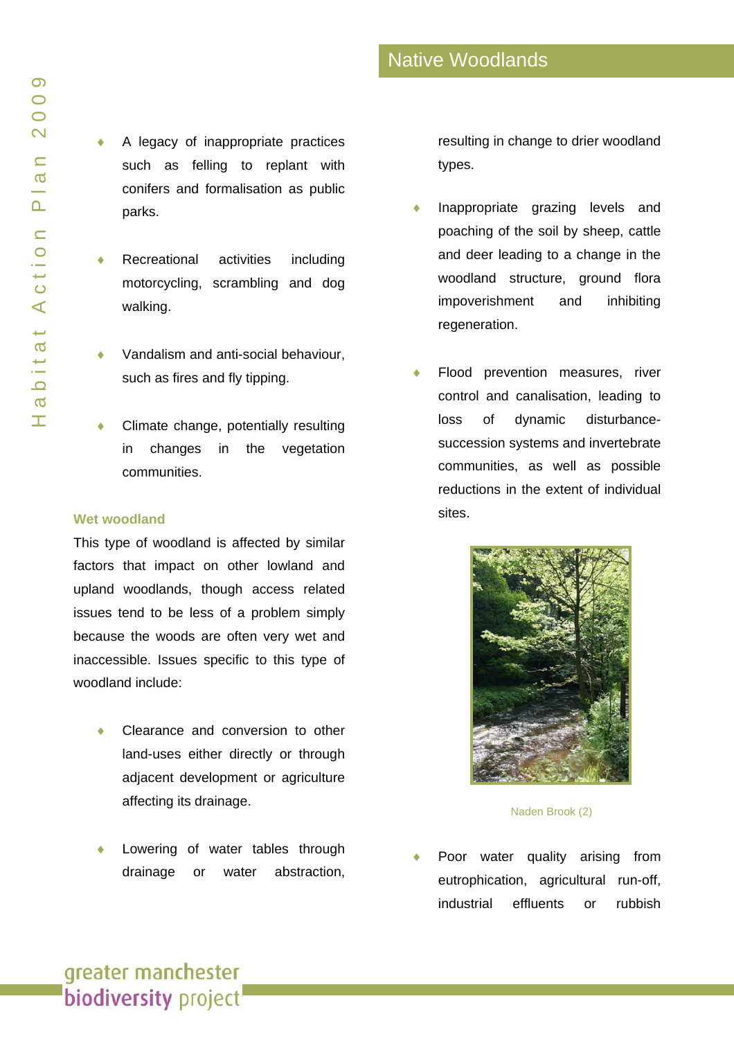- A legacy of inappropriate practices such as felling to replant with conifers and formalisation as public parks.
- Recreational activities including motorcycling, scrambling and dog walking.
- Vandalism and anti-social behaviour, such as fires and fly tipping.
- Climate change, potentially resulting in changes in the vegetation communities.

### Wet woodland

This type of woodland is affected by similar factors that impact on other lowland and upland woodlands, though access related issues tend to be less of a problem simply because the woods are often very wet and inaccessible. Issues specific to this type of woodland include:

- Clearance and conversion to other land-uses either directly or through adjacent development or agriculture affecting its drainage.
- Lowering of water tables through drainage or water abstraction, resulting in change to drier woodland types.
- Inappropriate grazing levels and poaching of the soil by sheep, cattle and deer leading to a change in the woodland structure, ground flora impoverishment and inhibiting regeneration.
- Flood prevention measures, river control and canalisation, leading to loss of dynamic disturbance-succession systems and invertebrate communities, as well as possible reductions in the extent of individual sites.

Naden Brook (2)

- Poor water quality arising from eutrophication, agricultural run-off, industrial effluents or rubbish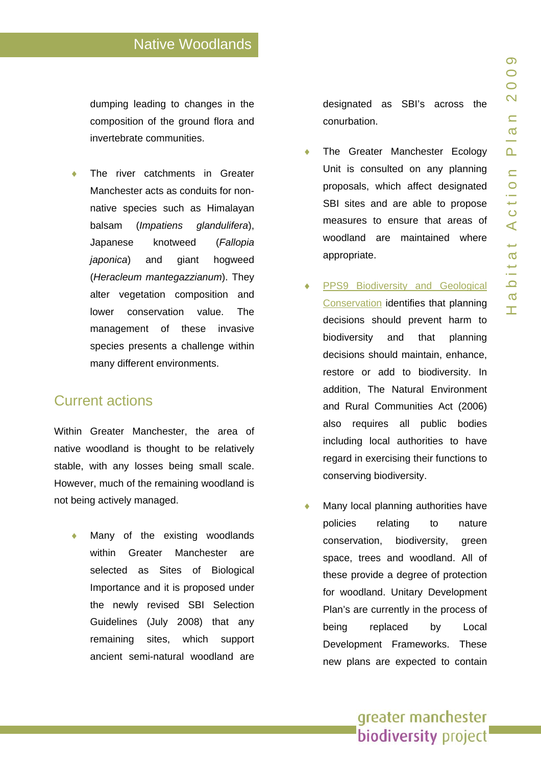dumping leading to changes in the composition of the ground flora and invertebrate communities.

- The river catchments in Greater Manchester acts as conduits for non-native species such as Himalayan balsam (*Impatiens glandulifera*), Japanese knotweed (*Fallopia japonica*) and giant hogweed (*Heracleum mantegazzianum*). They alter vegetation composition and lower conservation value. The management of these invasive species presents a challenge within many different environments.

## Current actions

Within Greater Manchester, the area of native woodland is thought to be relatively stable, with any losses being small scale. However, much of the remaining woodland is not being actively managed.

- Many of the existing woodlands within Greater Manchester are selected as Sites of Biological Importance and it is proposed under the newly revised SBI Selection Guidelines (July 2008) that any remaining sites, which support ancient semi-natural woodland are designated as SBI's across the conurbation.

- The Greater Manchester Ecology Unit is consulted on any planning proposals, which affect designated SBI sites and are able to propose measures to ensure that areas of woodland are maintained where appropriate.

- PPS9 Biodiversity and Geological Conservation identifies that planning decisions should prevent harm to biodiversity and that planning decisions should maintain, enhance, restore or add to biodiversity. In addition, The Natural Environment and Rural Communities Act (2006) also requires all public bodies including local authorities to have regard in exercising their functions to conserving biodiversity.

- Many local planning authorities have policies relating to nature conservation, biodiversity, green space, trees and woodland. All of these provide a degree of protection for woodland. Unitary Development Plan's are currently in the process of being replaced by Local Development Frameworks. These new plans are expected to contain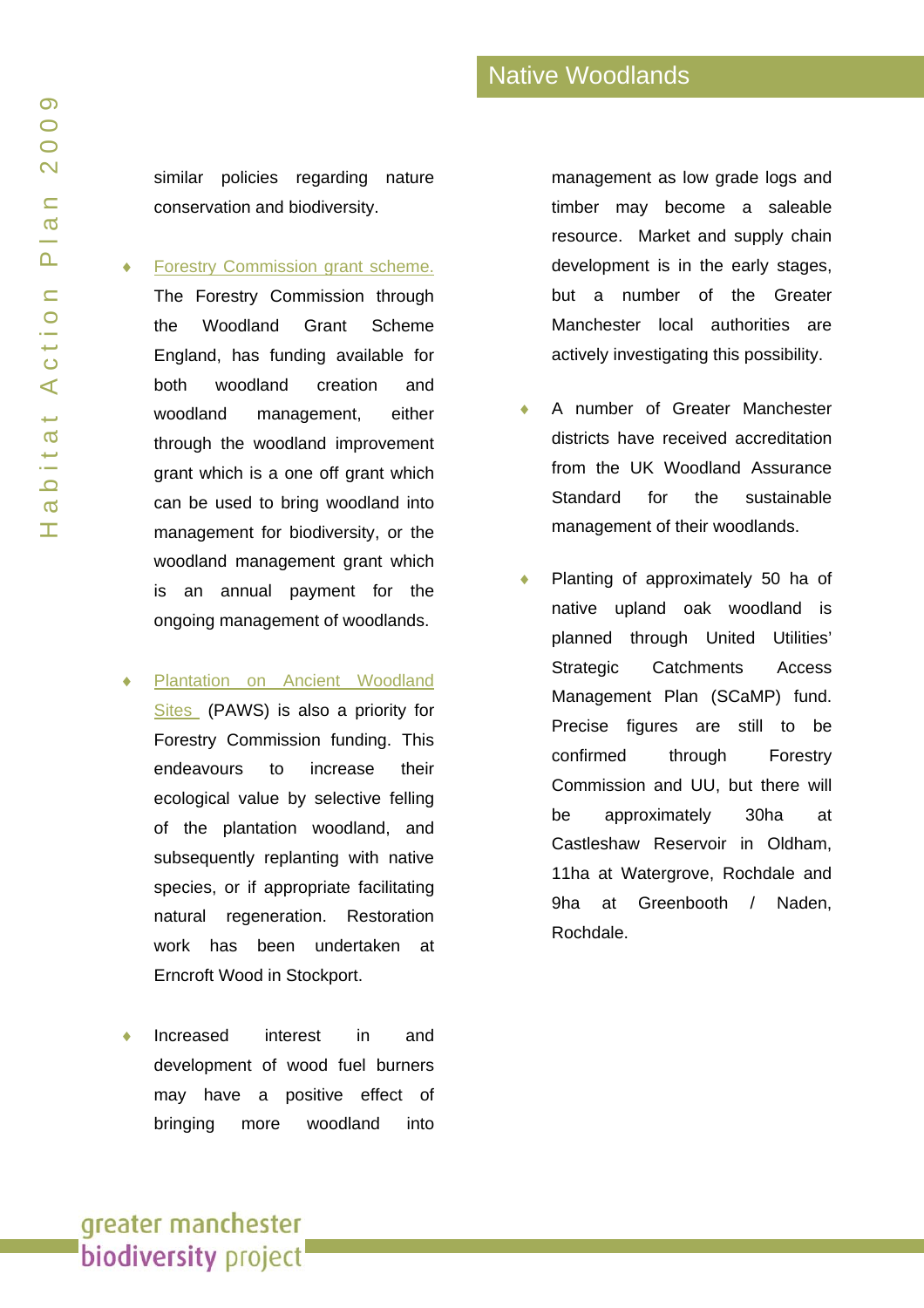similar policies regarding nature conservation and biodiversity.

- Forestry Commission grant scheme. The Forestry Commission through the Woodland Grant Scheme England, has funding available for both woodland creation and woodland management, either through the woodland improvement grant which is a one off grant which can be used to bring woodland into management for biodiversity, or the woodland management grant which is an annual payment for the ongoing management of woodlands.

- Plantation on Ancient Woodland Sites (PAWS) is also a priority for Forestry Commission funding. This endeavours to increase their ecological value by selective felling of the plantation woodland, and subsequently replanting with native species, or if appropriate facilitating natural regeneration. Restoration work has been undertaken at Erncroft Wood in Stockport.

- Increased interest in and development of wood fuel burners may have a positive effect of bringing more woodland into management as low grade logs and timber may become a saleable resource. Market and supply chain development is in the early stages, but a number of the Greater Manchester local authorities are actively investigating this possibility.

- A number of Greater Manchester districts have received accreditation from the UK Woodland Assurance Standard for the sustainable management of their woodlands.

- Planting of approximately 50 ha of native upland oak woodland is planned through United Utilities' Strategic Catchments Access Management Plan (SCaMP) fund. Precise figures are still to be confirmed through Forestry Commission and UU, but there will be approximately 30ha at Castleshaw Reservoir in Oldham, 11ha at Watergrove, Rochdale and 9ha at Greenbooth / Naden, Rochdale.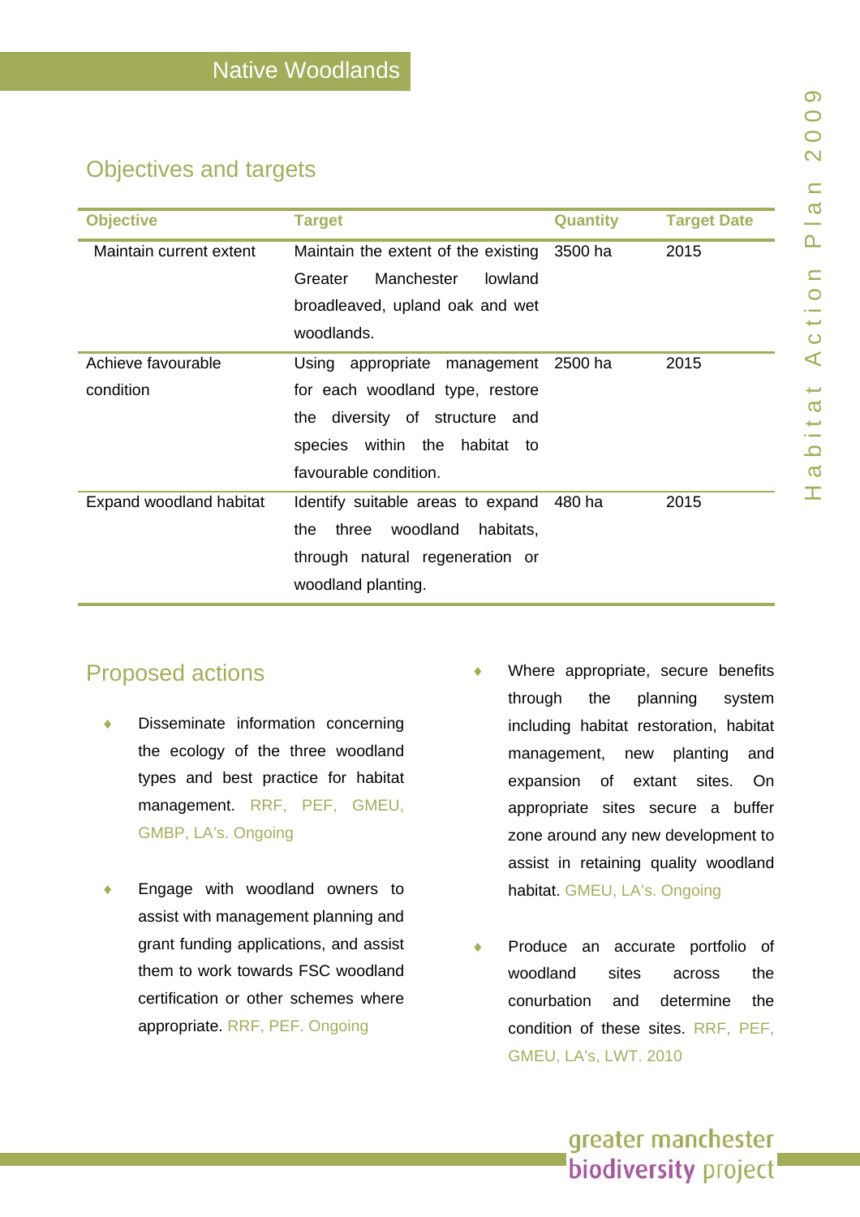# Native Woodlands

## Objectives and targets

| Objective | Target | Quantity | Target Date |
|---|---|---|---|
| Maintain current extent | Maintain the extent of the existing Greater Manchester lowland broadleaved, upland oak and wet woodlands. | 3500 ha | 2015 |
| Achieve favourable condition | Using appropriate management for each woodland type, restore the diversity of structure and species within the habitat to favourable condition. | 2500 ha | 2015 |
| Expand woodland habitat | Identify suitable areas to expand the three woodland habitats, through natural regeneration or woodland planting. | 480 ha | 2015 |

## Proposed actions

- Disseminate information concerning the ecology of the three woodland types and best practice for habitat management. RRF, PEF, GMEU, GMBP, LA's. Ongoing
- Engage with woodland owners to assist with management planning and grant funding applications, and assist them to work towards FSC woodland certification or other schemes where appropriate. RRF, PEF. Ongoing
- Where appropriate, secure benefits through the planning system including habitat restoration, habitat management, new planting and expansion of extant sites. On appropriate sites secure a buffer zone around any new development to assist in retaining quality woodland habitat. GMEU, LA's. Ongoing
- Produce an accurate portfolio of woodland sites across the conurbation and determine the condition of these sites. RRF, PEF, GMEU, LA's, LWT. 2010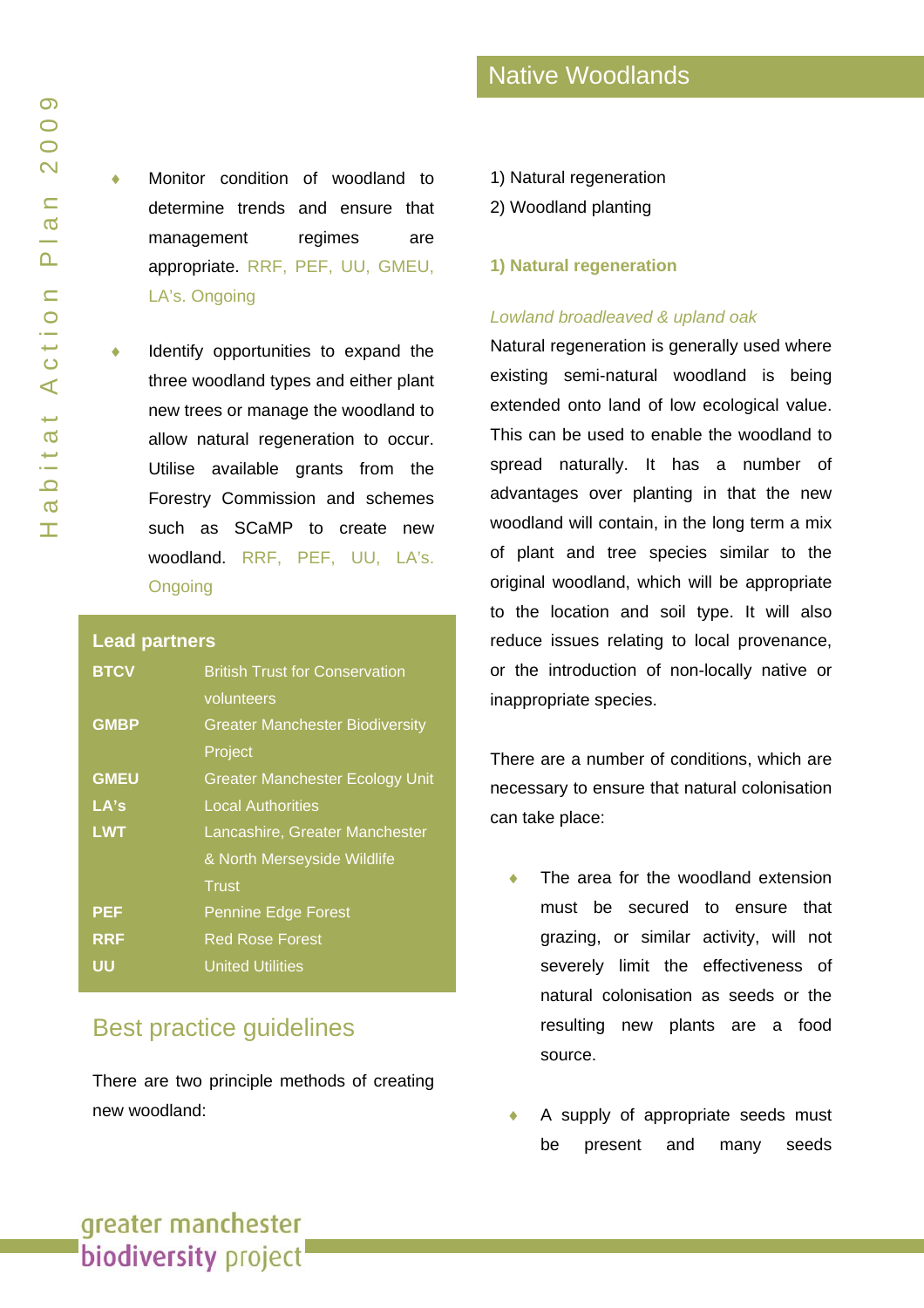- Monitor condition of woodland to determine trends and ensure that management regimes are appropriate. RRF, PEF, UU, GMEU, LA's. Ongoing

- Identify opportunities to expand the three woodland types and either plant new trees or manage the woodland to allow natural regeneration to occur. Utilise available grants from the Forestry Commission and schemes such as SCaMP to create new woodland. RRF, PEF, UU, LA's. Ongoing

**Lead partners**

| | |
|---|---|
| **BTCV** | British Trust for Conservation volunteers |
| **GMBP** | Greater Manchester Biodiversity Project |
| **GMEU** | Greater Manchester Ecology Unit |
| **LA's** | Local Authorities |
| **LWT** | Lancashire, Greater Manchester & North Merseyside Wildlife Trust |
| **PEF** | Pennine Edge Forest |
| **RRF** | Red Rose Forest |
| **UU** | United Utilities |

## Best practice guidelines

There are two principle methods of creating new woodland:

1) Natural regeneration
2) Woodland planting

### 1) Natural regeneration

*Lowland broadleaved & upland oak*

Natural regeneration is generally used where existing semi-natural woodland is being extended onto land of low ecological value. This can be used to enable the woodland to spread naturally. It has a number of advantages over planting in that the new woodland will contain, in the long term a mix of plant and tree species similar to the original woodland, which will be appropriate to the location and soil type. It will also reduce issues relating to local provenance, or the introduction of non-locally native or inappropriate species.

There are a number of conditions, which are necessary to ensure that natural colonisation can take place:

- The area for the woodland extension must be secured to ensure that grazing, or similar activity, will not severely limit the effectiveness of natural colonisation as seeds or the resulting new plants are a food source.

- A supply of appropriate seeds must be present and many seeds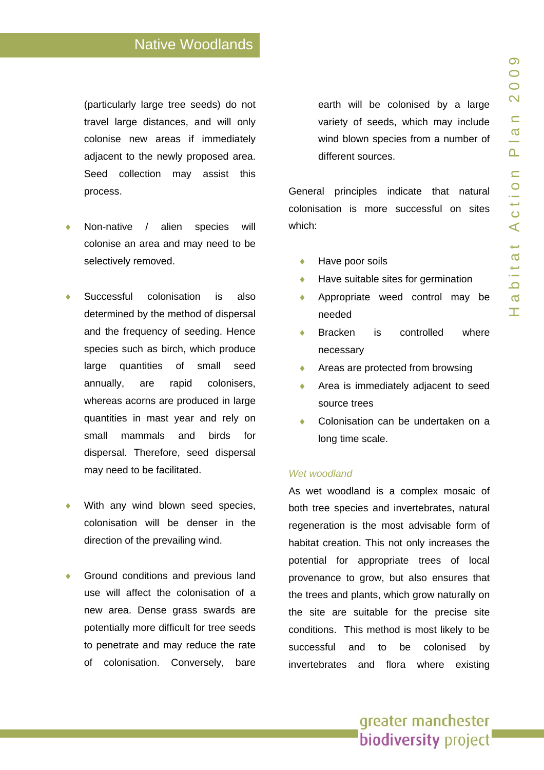(particularly large tree seeds) do not travel large distances, and will only colonise new areas if immediately adjacent to the newly proposed area. Seed collection may assist this process.

- Non-native / alien species will colonise an area and may need to be selectively removed.

- Successful colonisation is also determined by the method of dispersal and the frequency of seeding. Hence species such as birch, which produce large quantities of small seed annually, are rapid colonisers, whereas acorns are produced in large quantities in mast year and rely on small mammals and birds for dispersal. Therefore, seed dispersal may need to be facilitated.

- With any wind blown seed species, colonisation will be denser in the direction of the prevailing wind.

- Ground conditions and previous land use will affect the colonisation of a new area. Dense grass swards are potentially more difficult for tree seeds to penetrate and may reduce the rate of colonisation. Conversely, bare earth will be colonised by a large variety of seeds, which may include wind blown species from a number of different sources.

General principles indicate that natural colonisation is more successful on sites which:

- Have poor soils
- Have suitable sites for germination
- Appropriate weed control may be needed
- Bracken is controlled where necessary
- Areas are protected from browsing
- Area is immediately adjacent to seed source trees
- Colonisation can be undertaken on a long time scale.

*Wet woodland*

As wet woodland is a complex mosaic of both tree species and invertebrates, natural regeneration is the most advisable form of habitat creation. This not only increases the potential for appropriate trees of local provenance to grow, but also ensures that the trees and plants, which grow naturally on the site are suitable for the precise site conditions. This method is most likely to be successful and to be colonised by invertebrates and flora where existing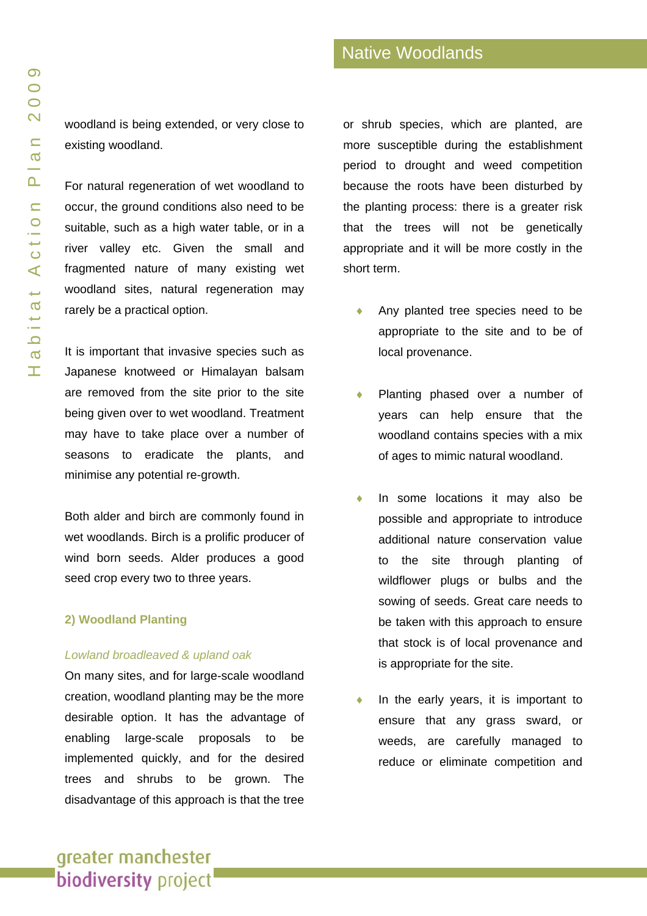woodland is being extended, or very close to existing woodland.

For natural regeneration of wet woodland to occur, the ground conditions also need to be suitable, such as a high water table, or in a river valley etc. Given the small and fragmented nature of many existing wet woodland sites, natural regeneration may rarely be a practical option.

It is important that invasive species such as Japanese knotweed or Himalayan balsam are removed from the site prior to the site being given over to wet woodland. Treatment may have to take place over a number of seasons to eradicate the plants, and minimise any potential re-growth.

Both alder and birch are commonly found in wet woodlands. Birch is a prolific producer of wind born seeds. Alder produces a good seed crop every two to three years.

### 2) Woodland Planting

*Lowland broadleaved & upland oak*

On many sites, and for large-scale woodland creation, woodland planting may be the more desirable option. It has the advantage of enabling large-scale proposals to be implemented quickly, and for the desired trees and shrubs to be grown. The disadvantage of this approach is that the tree or shrub species, which are planted, are more susceptible during the establishment period to drought and weed competition because the roots have been disturbed by the planting process: there is a greater risk that the trees will not be genetically appropriate and it will be more costly in the short term.

- Any planted tree species need to be appropriate to the site and to be of local provenance.

- Planting phased over a number of years can help ensure that the woodland contains species with a mix of ages to mimic natural woodland.

- In some locations it may also be possible and appropriate to introduce additional nature conservation value to the site through planting of wildflower plugs or bulbs and the sowing of seeds. Great care needs to be taken with this approach to ensure that stock is of local provenance and is appropriate for the site.

- In the early years, it is important to ensure that any grass sward, or weeds, are carefully managed to reduce or eliminate competition and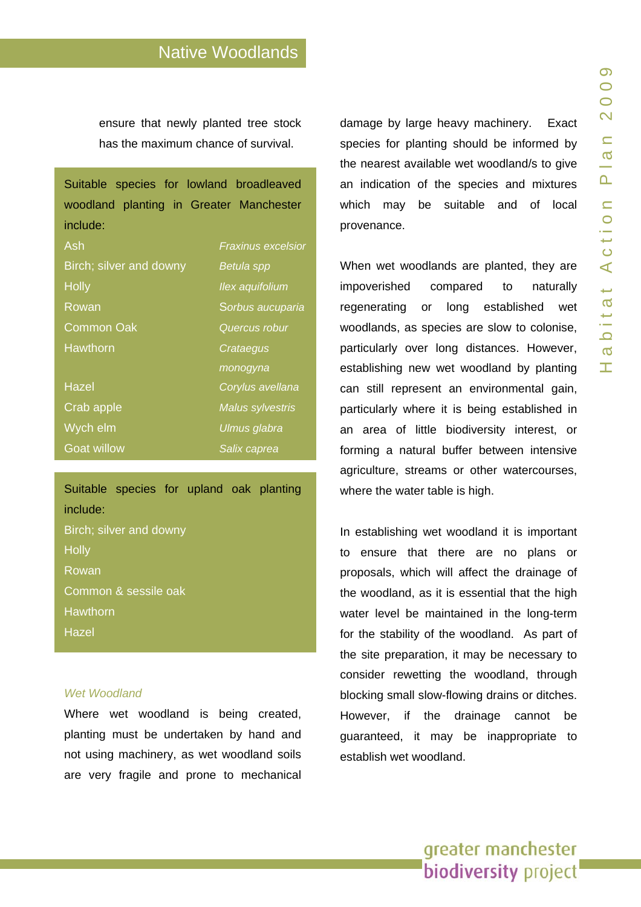ensure that newly planted tree stock has the maximum chance of survival.

Suitable species for lowland broadleaved woodland planting in Greater Manchester include:

| Common name | Scientific name |
|---|---|
| Ash | *Fraxinus excelsior* |
| Birch; silver and downy | *Betula spp* |
| Holly | *Ilex aquifolium* |
| Rowan | *Sorbus aucuparia* |
| Common Oak | *Quercus robur* |
| Hawthorn | *Crataegus monogyna* |
| Hazel | *Corylus avellana* |
| Crab apple | *Malus sylvestris* |
| Wych elm | *Ulmus glabra* |
| Goat willow | *Salix caprea* |

Suitable species for upland oak planting include:

- Birch; silver and downy
- Holly
- Rowan
- Common & sessile oak
- Hawthorn
- Hazel

### *Wet Woodland*

Where wet woodland is being created, planting must be undertaken by hand and not using machinery, as wet woodland soils are very fragile and prone to mechanical damage by large heavy machinery. Exact species for planting should be informed by the nearest available wet woodland/s to give an indication of the species and mixtures which may be suitable and of local provenance.

When wet woodlands are planted, they are impoverished compared to naturally regenerating or long established wet woodlands, as species are slow to colonise, particularly over long distances. However, establishing new wet woodland by planting can still represent an environmental gain, particularly where it is being established in an area of little biodiversity interest, or forming a natural buffer between intensive agriculture, streams or other watercourses, where the water table is high.

In establishing wet woodland it is important to ensure that there are no plans or proposals, which will affect the drainage of the woodland, as it is essential that the high water level be maintained in the long-term for the stability of the woodland. As part of the site preparation, it may be necessary to consider rewetting the woodland, through blocking small slow-flowing drains or ditches. However, if the drainage cannot be guaranteed, it may be inappropriate to establish wet woodland.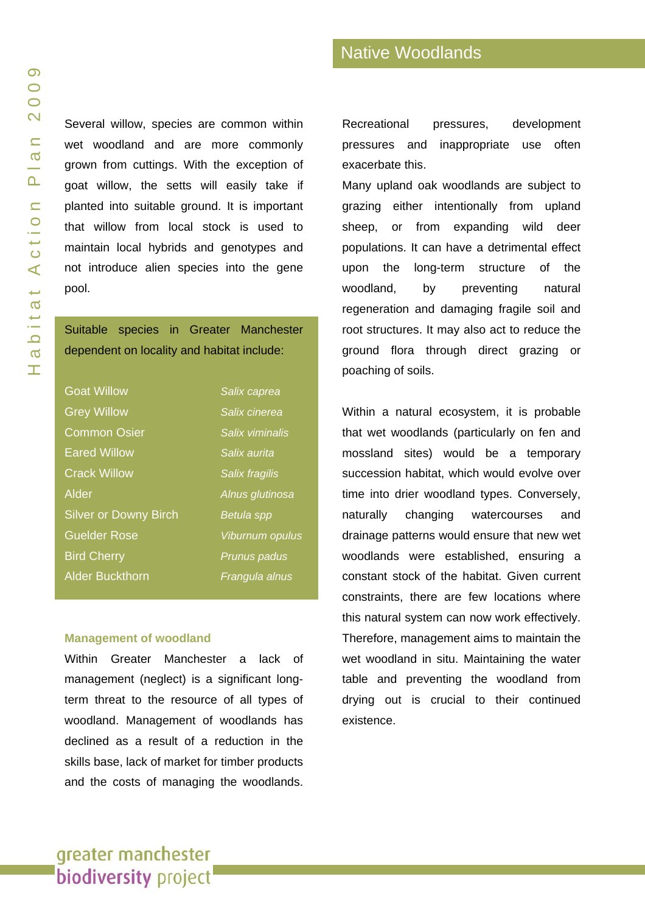Several willow, species are common within wet woodland and are more commonly grown from cuttings. With the exception of goat willow, the setts will easily take if planted into suitable ground. It is important that willow from local stock is used to maintain local hybrids and genotypes and not introduce alien species into the gene pool.

Suitable species in Greater Manchester dependent on locality and habitat include:

| Common name | Scientific name |
|---|---|
| Goat Willow | *Salix caprea* |
| Grey Willow | *Salix cinerea* |
| Common Osier | *Salix viminalis* |
| Eared Willow | *Salix aurita* |
| Crack Willow | *Salix fragilis* |
| Alder | *Alnus glutinosa* |
| Silver or Downy Birch | *Betula spp* |
| Guelder Rose | *Viburnum opulus* |
| Bird Cherry | *Prunus padus* |
| Alder Buckthorn | *Frangula alnus* |

### Management of woodland

Within Greater Manchester a lack of management (neglect) is a significant long-term threat to the resource of all types of woodland. Management of woodlands has declined as a result of a reduction in the skills base, lack of market for timber products and the costs of managing the woodlands. Recreational pressures, development pressures and inappropriate use often exacerbate this.

Many upland oak woodlands are subject to grazing either intentionally from upland sheep, or from expanding wild deer populations. It can have a detrimental effect upon the long-term structure of the woodland, by preventing natural regeneration and damaging fragile soil and root structures. It may also act to reduce the ground flora through direct grazing or poaching of soils.

Within a natural ecosystem, it is probable that wet woodlands (particularly on fen and mossland sites) would be a temporary succession habitat, which would evolve over time into drier woodland types. Conversely, naturally changing watercourses and drainage patterns would ensure that new wet woodlands were established, ensuring a constant stock of the habitat. Given current constraints, there are few locations where this natural system can now work effectively. Therefore, management aims to maintain the wet woodland in situ. Maintaining the water table and preventing the woodland from drying out is crucial to their continued existence.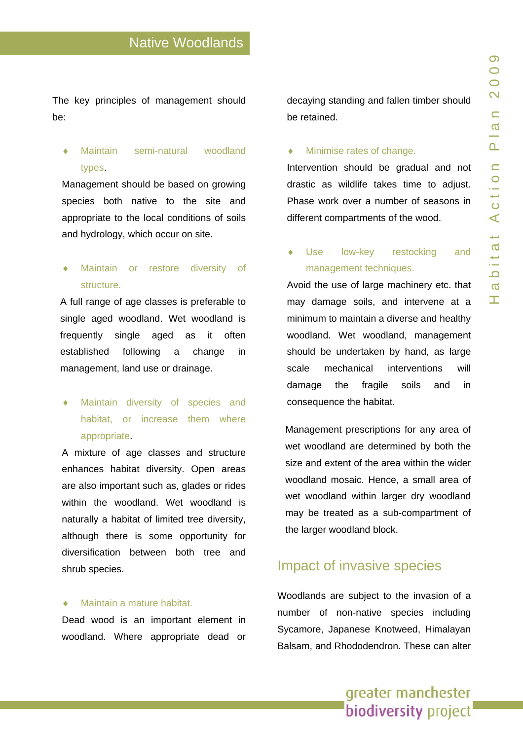## Native Woodlands

The key principles of management should be:

- **Maintain semi-natural woodland types.**

Management should be based on growing species both native to the site and appropriate to the local conditions of soils and hydrology, which occur on site.

- **Maintain or restore diversity of structure.**

A full range of age classes is preferable to single aged woodland. Wet woodland is frequently single aged as it often established following a change in management, land use or drainage.

- **Maintain diversity of species and habitat, or increase them where appropriate.**

A mixture of age classes and structure enhances habitat diversity. Open areas are also important such as, glades or rides within the woodland. Wet woodland is naturally a habitat of limited tree diversity, although there is some opportunity for diversification between both tree and shrub species.

- **Maintain a mature habitat.**

Dead wood is an important element in woodland. Where appropriate dead or decaying standing and fallen timber should be retained.

- **Minimise rates of change.**

Intervention should be gradual and not drastic as wildlife takes time to adjust. Phase work over a number of seasons in different compartments of the wood.

- **Use low-key restocking and management techniques.**

Avoid the use of large machinery etc. that may damage soils, and intervene at a minimum to maintain a diverse and healthy woodland. Wet woodland, management should be undertaken by hand, as large scale mechanical interventions will damage the fragile soils and in consequence the habitat.

Management prescriptions for any area of wet woodland are determined by both the size and extent of the area within the wider woodland mosaic. Hence, a small area of wet woodland within larger dry woodland may be treated as a sub-compartment of the larger woodland block.

## Impact of invasive species

Woodlands are subject to the invasion of a number of non-native species including Sycamore, Japanese Knotweed, Himalayan Balsam, and Rhododendron. These can alter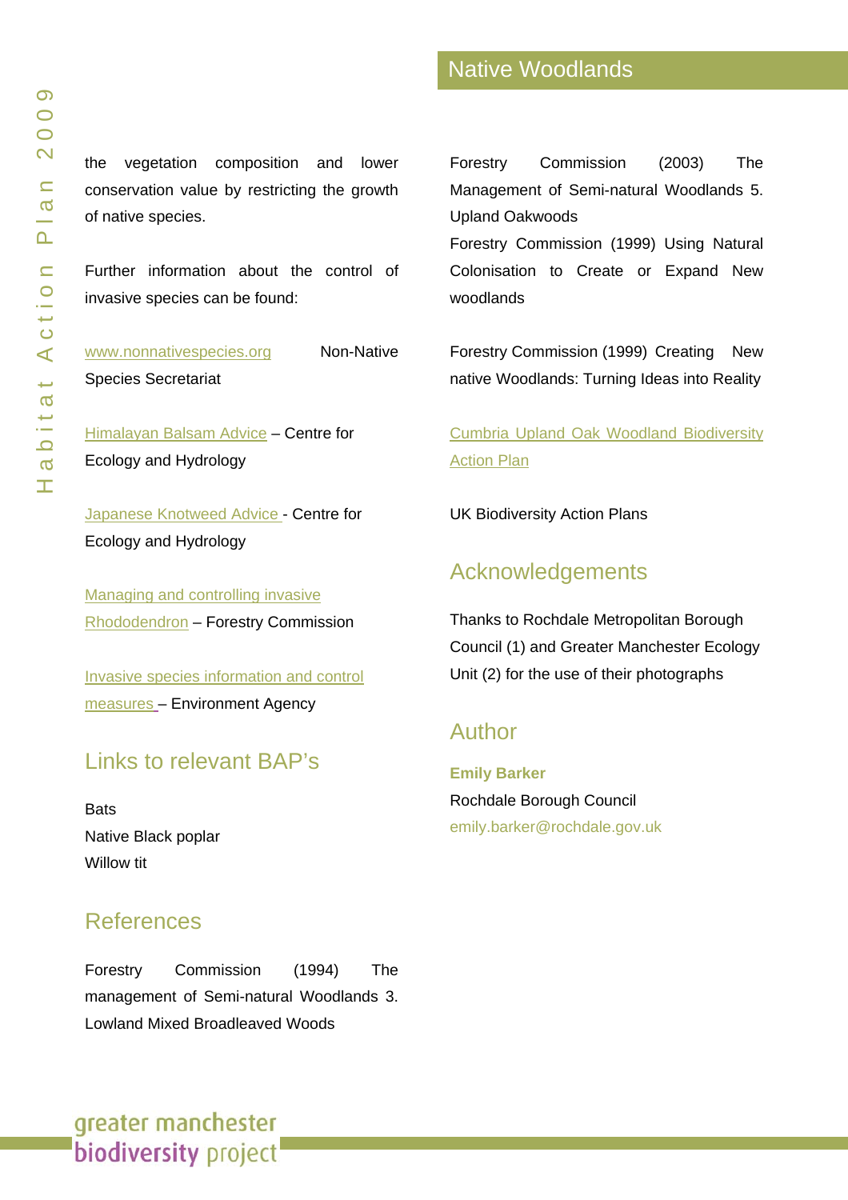the vegetation composition and lower conservation value by restricting the growth of native species.

Further information about the control of invasive species can be found:

www.nonnativespecies.org Non-Native Species Secretariat

Himalayan Balsam Advice – Centre for Ecology and Hydrology

Japanese Knotweed Advice - Centre for Ecology and Hydrology

Managing and controlling invasive Rhododendron – Forestry Commission

Invasive species information and control measures – Environment Agency

## Links to relevant BAP's

Bats
Native Black poplar
Willow tit

## References

Forestry Commission (1994) The management of Semi-natural Woodlands 3. Lowland Mixed Broadleaved Woods

Forestry Commission (2003) The Management of Semi-natural Woodlands 5. Upland Oakwoods

Forestry Commission (1999) Using Natural Colonisation to Create or Expand New woodlands

Forestry Commission (1999) Creating New native Woodlands: Turning Ideas into Reality

Cumbria Upland Oak Woodland Biodiversity Action Plan

UK Biodiversity Action Plans

## Acknowledgements

Thanks to Rochdale Metropolitan Borough Council (1) and Greater Manchester Ecology Unit (2) for the use of their photographs

## Author

**Emily Barker**
Rochdale Borough Council
emily.barker@rochdale.gov.uk